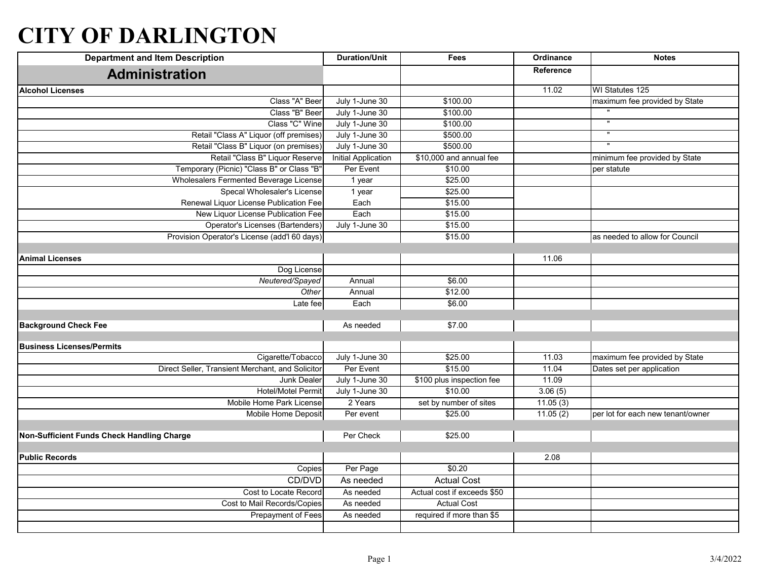# CITY OF DARLINGTON

| Department and Item Description | Duration/Unit | Fees | Ordinance Reference | Notes |
|---|---|---|---|---|
| **Administration** | | | | |
| **Alcohol Licenses** | | | 11.02 | WI Statutes 125 |
| Class "A" Beer | July 1-June 30 | $100.00 | | maximum fee provided by State |
| Class "B" Beer | July 1-June 30 | $100.00 | | " |
| Class "C" Wine | July 1-June 30 | $100.00 | | " |
| Retail "Class A" Liquor (off premises) | July 1-June 30 | $500.00 | | " |
| Retail "Class B" Liquor (on premises) | July 1-June 30 | $500.00 | | " |
| Retail "Class B" Liquor Reserve | Initial Application | $10,000 and annual fee | | minimum fee provided by State |
| Temporary (Picnic) "Class B" or Class "B" | Per Event | $10.00 | | per statute |
| Wholesalers Fermented Beverage License | 1 year | $25.00 | | |
| Specal Wholesaler's License | 1 year | $25.00 | | |
| Renewal Liquor License Publication Fee | Each | $15.00 | | |
| New Liquor License Publication Fee | Each | $15.00 | | |
| Operator's Licenses (Bartenders) | July 1-June 30 | $15.00 | | |
| Provision Operator's License (add'l 60 days) | | $15.00 | | as needed to allow for Council |
| | | | | |
| **Animal Licenses** | | | 11.06 | |
| Dog License | | | | |
| *Neutered/Spayed* | Annual | $6.00 | | |
| *Other* | Annual | $12.00 | | |
| Late fee | Each | $6.00 | | |
| | | | | |
| **Background Check Fee** | As needed | $7.00 | | |
| | | | | |
| **Business Licenses/Permits** | | | | |
| Cigarette/Tobacco | July 1-June 30 | $25.00 | 11.03 | maximum fee provided by State |
| Direct Seller, Transient Merchant, and Solicitor | Per Event | $15.00 | 11.04 | Dates set per application |
| Junk Dealer | July 1-June 30 | $100 plus inspection fee | 11.09 | |
| Hotel/Motel Permit | July 1-June 30 | $10.00 | 3.06 (5) | |
| Mobile Home Park License | 2 Years | set by number of sites | 11.05 (3) | |
| Mobile Home Deposit | Per event | $25.00 | 11.05 (2) | per lot for each new tenant/owner |
| | | | | |
| **Non-Sufficient Funds Check Handling Charge** | Per Check | $25.00 | | |
| | | | | |
| **Public Records** | | | 2.08 | |
| Copies | Per Page | $0.20 | | |
| CD/DVD | As needed | Actual Cost | | |
| Cost to Locate Record | As needed | Actual cost if exceeds $50 | | |
| Cost to Mail Records/Copies | As needed | Actual Cost | | |
| Prepayment of Fees | As needed | required if more than $5 | | |
| | | | | |

3/4/2022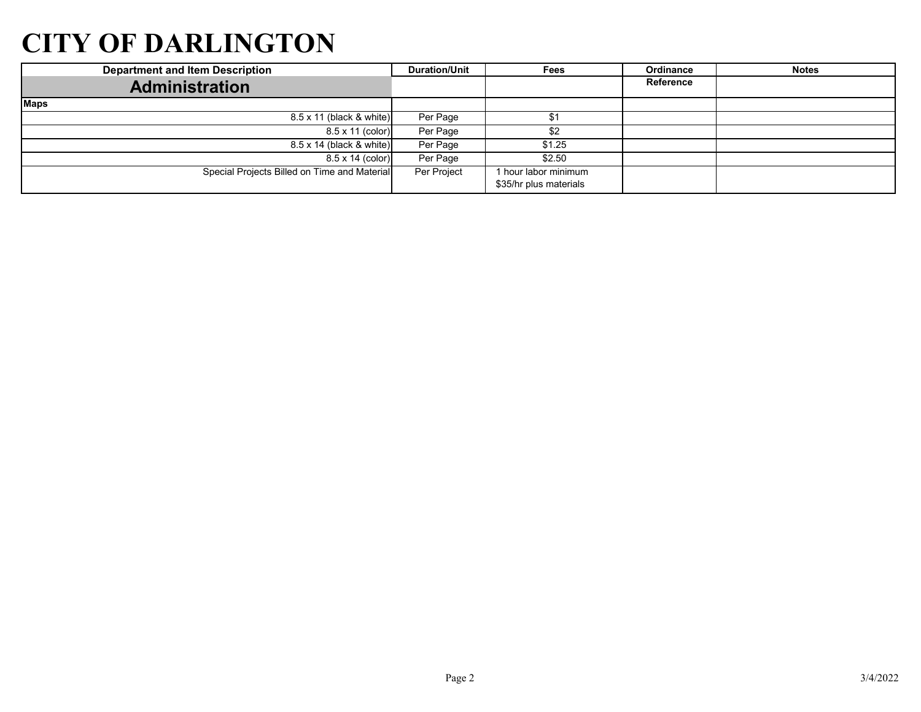# CITY OF DARLINGTON

| Department and Item Description | Duration/Unit | Fees | Ordinance Reference | Notes |
|---|---|---|---|---|
| **Administration** | | | | |
| **Maps** | | | | |
| 8.5 x 11 (black & white) | Per Page | $1 | | |
| 8.5 x 11 (color) | Per Page | $2 | | |
| 8.5 x 14 (black & white) | Per Page | $1.25 | | |
| 8.5 x 14 (color) | Per Page | $2.50 | | |
| Special Projects Billed on Time and Material | Per Project | 1 hour labor minimum $35/hr plus materials | | |

3/4/2022